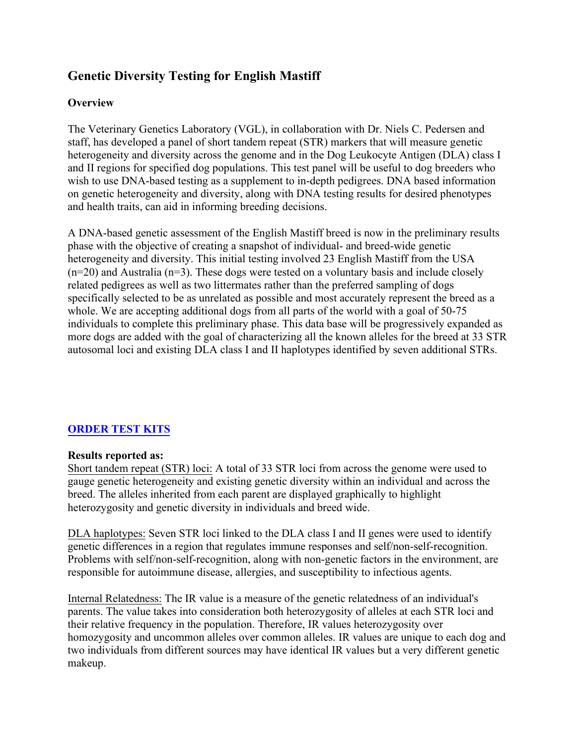# Genetic Diversity Testing for English Mastiff

**Overview**

The Veterinary Genetics Laboratory (VGL), in collaboration with Dr. Niels C. Pedersen and staff, has developed a panel of short tandem repeat (STR) markers that will measure genetic heterogeneity and diversity across the genome and in the Dog Leukocyte Antigen (DLA) class I and II regions for specified dog populations. This test panel will be useful to dog breeders who wish to use DNA-based testing as a supplement to in-depth pedigrees. DNA based information on genetic heterogeneity and diversity, along with DNA testing results for desired phenotypes and health traits, can aid in informing breeding decisions.

A DNA-based genetic assessment of the English Mastiff breed is now in the preliminary results phase with the objective of creating a snapshot of individual- and breed-wide genetic heterogeneity and diversity. This initial testing involved 23 English Mastiff from the USA (n=20) and Australia (n=3). These dogs were tested on a voluntary basis and include closely related pedigrees as well as two littermates rather than the preferred sampling of dogs specifically selected to be as unrelated as possible and most accurately represent the breed as a whole. We are accepting additional dogs from all parts of the world with a goal of 50-75 individuals to complete this preliminary phase. This data base will be progressively expanded as more dogs are added with the goal of characterizing all the known alleles for the breed at 33 STR autosomal loci and existing DLA class I and II haplotypes identified by seven additional STRs.

**ORDER TEST KITS**

**Results reported as:**

Short tandem repeat (STR) loci: A total of 33 STR loci from across the genome were used to gauge genetic heterogeneity and existing genetic diversity within an individual and across the breed. The alleles inherited from each parent are displayed graphically to highlight heterozygosity and genetic diversity in individuals and breed wide.

DLA haplotypes: Seven STR loci linked to the DLA class I and II genes were used to identify genetic differences in a region that regulates immune responses and self/non-self-recognition. Problems with self/non-self-recognition, along with non-genetic factors in the environment, are responsible for autoimmune disease, allergies, and susceptibility to infectious agents.

Internal Relatedness: The IR value is a measure of the genetic relatedness of an individual's parents. The value takes into consideration both heterozygosity of alleles at each STR loci and their relative frequency in the population. Therefore, IR values heterozygosity over homozygosity and uncommon alleles over common alleles. IR values are unique to each dog and two individuals from different sources may have identical IR values but a very different genetic makeup.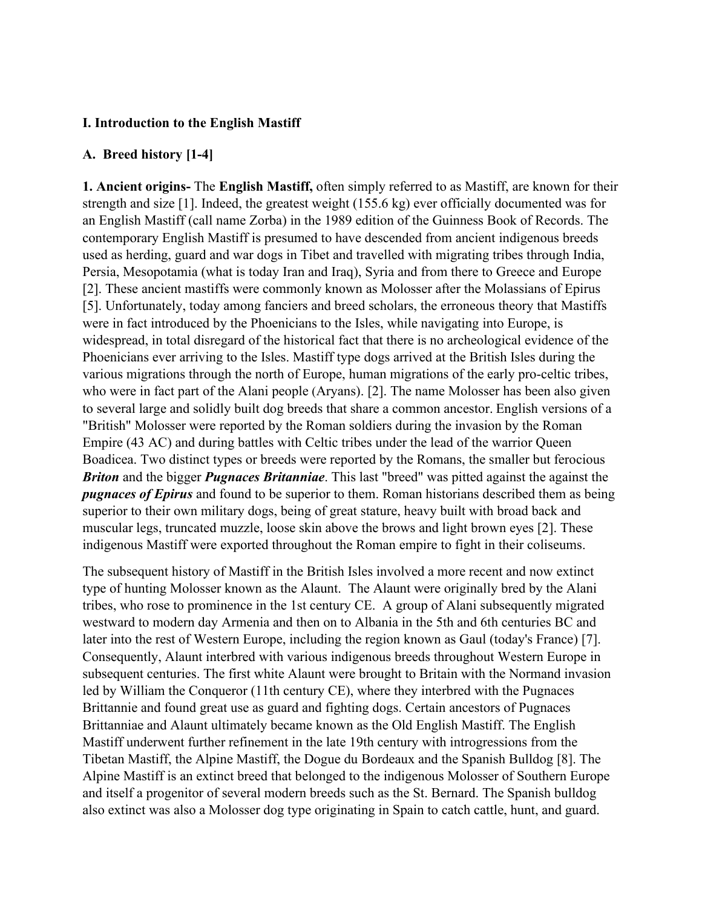**I. Introduction to the English Mastiff**

**A. Breed history [1-4]**

**1. Ancient origins-** The **English Mastiff,** often simply referred to as Mastiff, are known for their strength and size [1]. Indeed, the greatest weight (155.6 kg) ever officially documented was for an English Mastiff (call name Zorba) in the 1989 edition of the Guinness Book of Records. The contemporary English Mastiff is presumed to have descended from ancient indigenous breeds used as herding, guard and war dogs in Tibet and travelled with migrating tribes through India, Persia, Mesopotamia (what is today Iran and Iraq), Syria and from there to Greece and Europe [2]. These ancient mastiffs were commonly known as Molosser after the Molassians of Epirus [5]. Unfortunately, today among fanciers and breed scholars, the erroneous theory that Mastiffs were in fact introduced by the Phoenicians to the Isles, while navigating into Europe, is widespread, in total disregard of the historical fact that there is no archeological evidence of the Phoenicians ever arriving to the Isles. Mastiff type dogs arrived at the British Isles during the various migrations through the north of Europe, human migrations of the early pro-celtic tribes, who were in fact part of the Alani people (Aryans). [2]. The name Molosser has been also given to several large and solidly built dog breeds that share a common ancestor. English versions of a "British" Molosser were reported by the Roman soldiers during the invasion by the Roman Empire (43 AC) and during battles with Celtic tribes under the lead of the warrior Queen Boadicea. Two distinct types or breeds were reported by the Romans, the smaller but ferocious ***Briton*** and the bigger ***Pugnaces Britanniae***. This last "breed" was pitted against the against the ***pugnaces of Epirus*** and found to be superior to them. Roman historians described them as being superior to their own military dogs, being of great stature, heavy built with broad back and muscular legs, truncated muzzle, loose skin above the brows and light brown eyes [2]. These indigenous Mastiff were exported throughout the Roman empire to fight in their coliseums.

The subsequent history of Mastiff in the British Isles involved a more recent and now extinct type of hunting Molosser known as the Alaunt. The Alaunt were originally bred by the Alani tribes, who rose to prominence in the 1st century CE. A group of Alani subsequently migrated westward to modern day Armenia and then on to Albania in the 5th and 6th centuries BC and later into the rest of Western Europe, including the region known as Gaul (today's France) [7]. Consequently, Alaunt interbred with various indigenous breeds throughout Western Europe in subsequent centuries. The first white Alaunt were brought to Britain with the Normand invasion led by William the Conqueror (11th century CE), where they interbred with the Pugnaces Brittannie and found great use as guard and fighting dogs. Certain ancestors of Pugnaces Brittanniae and Alaunt ultimately became known as the Old English Mastiff. The English Mastiff underwent further refinement in the late 19th century with introgressions from the Tibetan Mastiff, the Alpine Mastiff, the Dogue du Bordeaux and the Spanish Bulldog [8]. The Alpine Mastiff is an extinct breed that belonged to the indigenous Molosser of Southern Europe and itself a progenitor of several modern breeds such as the St. Bernard. The Spanish bulldog also extinct was also a Molosser dog type originating in Spain to catch cattle, hunt, and guard.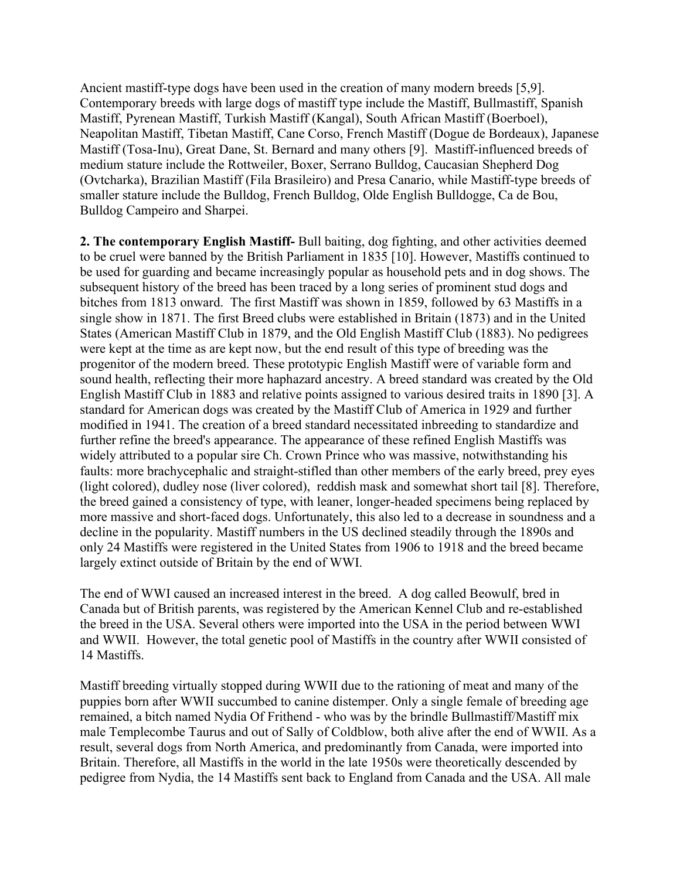Ancient mastiff-type dogs have been used in the creation of many modern breeds [5,9]. Contemporary breeds with large dogs of mastiff type include the Mastiff, Bullmastiff, Spanish Mastiff, Pyrenean Mastiff, Turkish Mastiff (Kangal), South African Mastiff (Boerboel), Neapolitan Mastiff, Tibetan Mastiff, Cane Corso, French Mastiff (Dogue de Bordeaux), Japanese Mastiff (Tosa-Inu), Great Dane, St. Bernard and many others [9]. Mastiff-influenced breeds of medium stature include the Rottweiler, Boxer, Serrano Bulldog, Caucasian Shepherd Dog (Ovtcharka), Brazilian Mastiff (Fila Brasileiro) and Presa Canario, while Mastiff-type breeds of smaller stature include the Bulldog, French Bulldog, Olde English Bulldogge, Ca de Bou, Bulldog Campeiro and Sharpei.

**2. The contemporary English Mastiff-** Bull baiting, dog fighting, and other activities deemed to be cruel were banned by the British Parliament in 1835 [10]. However, Mastiffs continued to be used for guarding and became increasingly popular as household pets and in dog shows. The subsequent history of the breed has been traced by a long series of prominent stud dogs and bitches from 1813 onward. The first Mastiff was shown in 1859, followed by 63 Mastiffs in a single show in 1871. The first Breed clubs were established in Britain (1873) and in the United States (American Mastiff Club in 1879, and the Old English Mastiff Club (1883). No pedigrees were kept at the time as are kept now, but the end result of this type of breeding was the progenitor of the modern breed. These prototypic English Mastiff were of variable form and sound health, reflecting their more haphazard ancestry. A breed standard was created by the Old English Mastiff Club in 1883 and relative points assigned to various desired traits in 1890 [3]. A standard for American dogs was created by the Mastiff Club of America in 1929 and further modified in 1941. The creation of a breed standard necessitated inbreeding to standardize and further refine the breed's appearance. The appearance of these refined English Mastiffs was widely attributed to a popular sire Ch. Crown Prince who was massive, notwithstanding his faults: more brachycephalic and straight-stifled than other members of the early breed, prey eyes (light colored), dudley nose (liver colored), reddish mask and somewhat short tail [8]. Therefore, the breed gained a consistency of type, with leaner, longer-headed specimens being replaced by more massive and short-faced dogs. Unfortunately, this also led to a decrease in soundness and a decline in the popularity. Mastiff numbers in the US declined steadily through the 1890s and only 24 Mastiffs were registered in the United States from 1906 to 1918 and the breed became largely extinct outside of Britain by the end of WWI.

The end of WWI caused an increased interest in the breed. A dog called Beowulf, bred in Canada but of British parents, was registered by the American Kennel Club and re-established the breed in the USA. Several others were imported into the USA in the period between WWI and WWII. However, the total genetic pool of Mastiffs in the country after WWII consisted of 14 Mastiffs.

Mastiff breeding virtually stopped during WWII due to the rationing of meat and many of the puppies born after WWII succumbed to canine distemper. Only a single female of breeding age remained, a bitch named Nydia Of Frithend - who was by the brindle Bullmastiff/Mastiff mix male Templecombe Taurus and out of Sally of Coldblow, both alive after the end of WWII. As a result, several dogs from North America, and predominantly from Canada, were imported into Britain. Therefore, all Mastiffs in the world in the late 1950s were theoretically descended by pedigree from Nydia, the 14 Mastiffs sent back to England from Canada and the USA. All male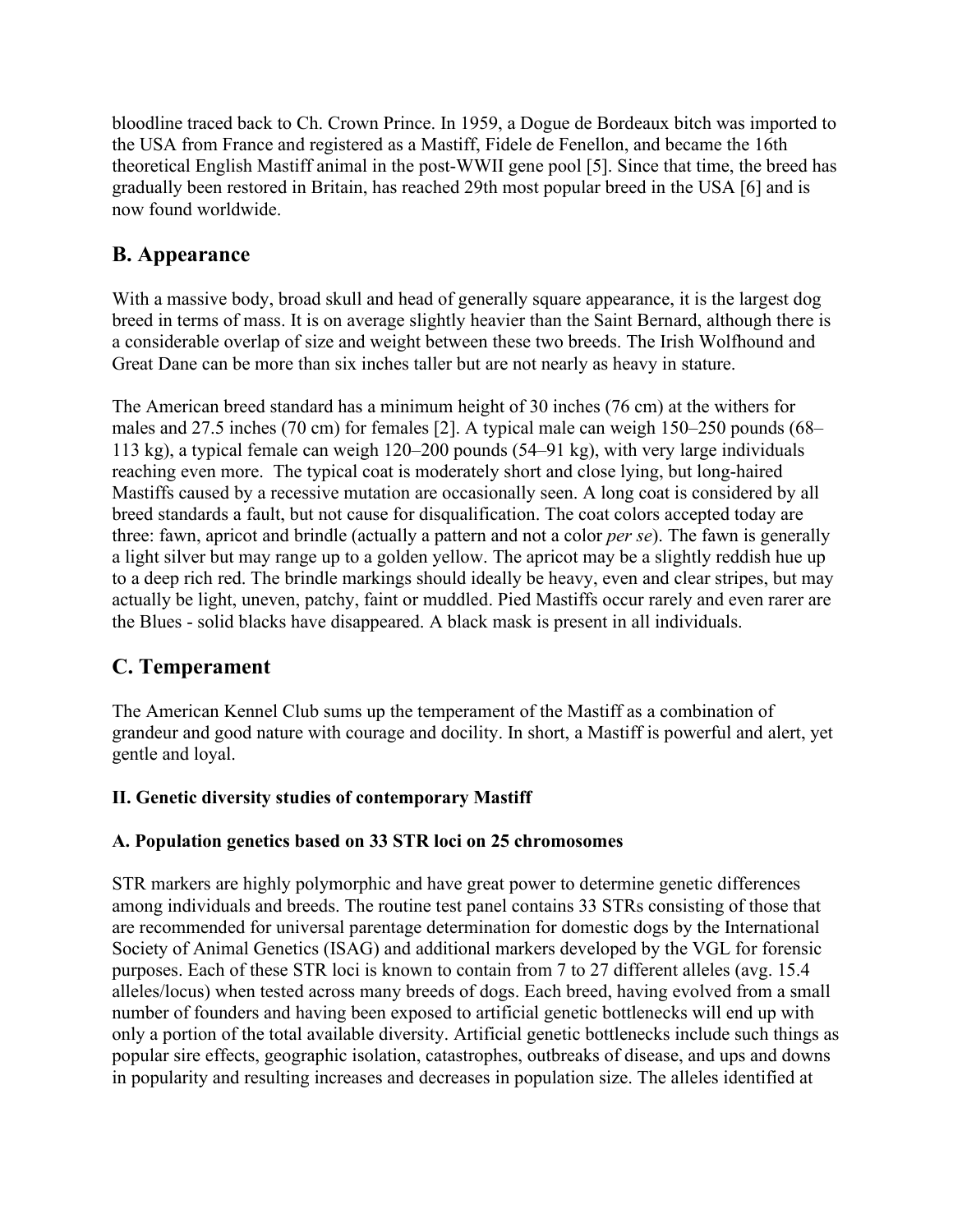bloodline traced back to Ch. Crown Prince. In 1959, a Dogue de Bordeaux bitch was imported to the USA from France and registered as a Mastiff, Fidele de Fenellon, and became the 16th theoretical English Mastiff animal in the post-WWII gene pool [5]. Since that time, the breed has gradually been restored in Britain, has reached 29th most popular breed in the USA [6] and is now found worldwide.

## B. Appearance

With a massive body, broad skull and head of generally square appearance, it is the largest dog breed in terms of mass. It is on average slightly heavier than the Saint Bernard, although there is a considerable overlap of size and weight between these two breeds. The Irish Wolfhound and Great Dane can be more than six inches taller but are not nearly as heavy in stature.

The American breed standard has a minimum height of 30 inches (76 cm) at the withers for males and 27.5 inches (70 cm) for females [2]. A typical male can weigh 150–250 pounds (68–113 kg), a typical female can weigh 120–200 pounds (54–91 kg), with very large individuals reaching even more. The typical coat is moderately short and close lying, but long-haired Mastiffs caused by a recessive mutation are occasionally seen. A long coat is considered by all breed standards a fault, but not cause for disqualification. The coat colors accepted today are three: fawn, apricot and brindle (actually a pattern and not a color *per se*). The fawn is generally a light silver but may range up to a golden yellow. The apricot may be a slightly reddish hue up to a deep rich red. The brindle markings should ideally be heavy, even and clear stripes, but may actually be light, uneven, patchy, faint or muddled. Pied Mastiffs occur rarely and even rarer are the Blues - solid blacks have disappeared. A black mask is present in all individuals.

## C. Temperament

The American Kennel Club sums up the temperament of the Mastiff as a combination of grandeur and good nature with courage and docility. In short, a Mastiff is powerful and alert, yet gentle and loyal.

### II. Genetic diversity studies of contemporary Mastiff

### A. Population genetics based on 33 STR loci on 25 chromosomes

STR markers are highly polymorphic and have great power to determine genetic differences among individuals and breeds. The routine test panel contains 33 STRs consisting of those that are recommended for universal parentage determination for domestic dogs by the International Society of Animal Genetics (ISAG) and additional markers developed by the VGL for forensic purposes. Each of these STR loci is known to contain from 7 to 27 different alleles (avg. 15.4 alleles/locus) when tested across many breeds of dogs. Each breed, having evolved from a small number of founders and having been exposed to artificial genetic bottlenecks will end up with only a portion of the total available diversity. Artificial genetic bottlenecks include such things as popular sire effects, geographic isolation, catastrophes, outbreaks of disease, and ups and downs in popularity and resulting increases and decreases in population size. The alleles identified at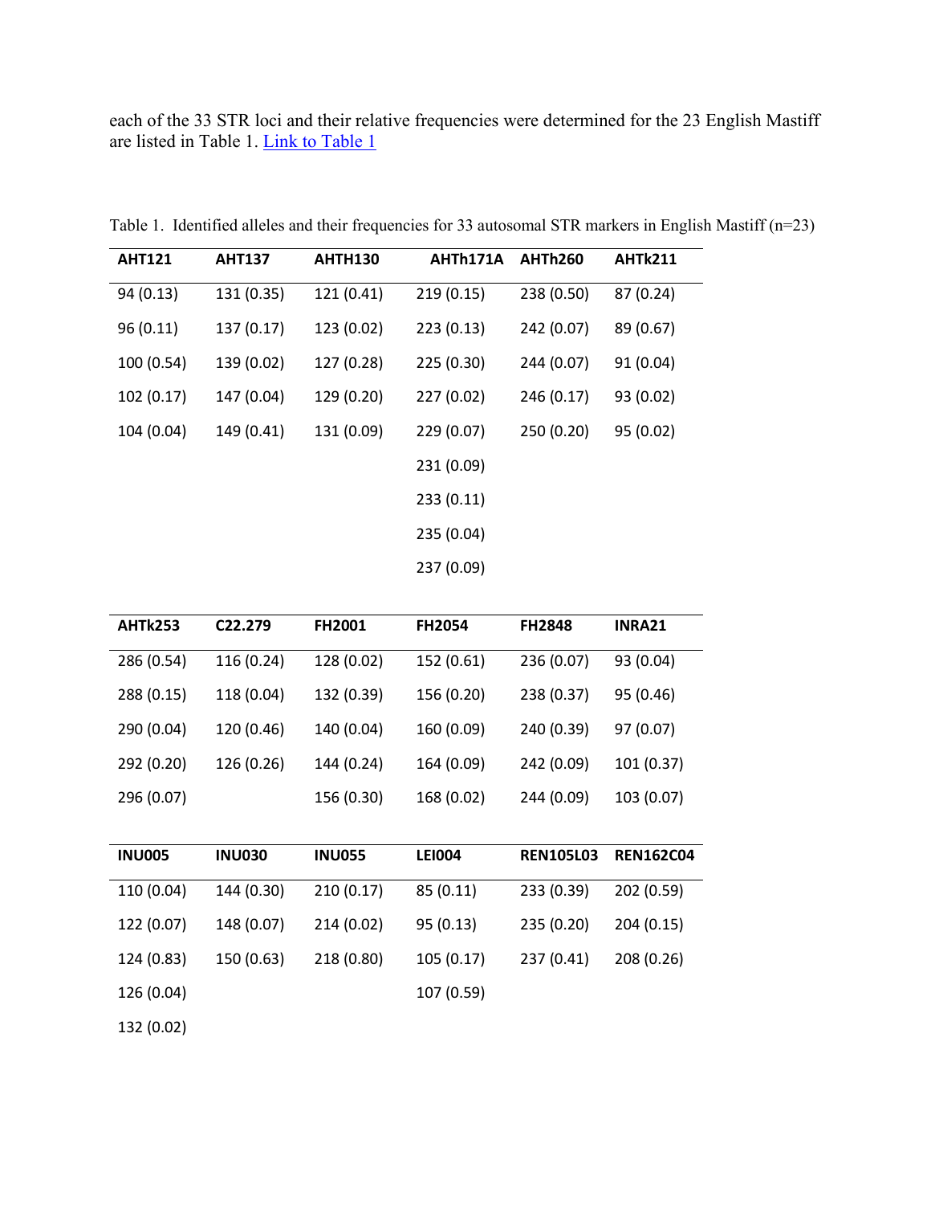each of the 33 STR loci and their relative frequencies were determined for the 23 English Mastiff are listed in Table 1. Link to Table 1

Table 1. Identified alleles and their frequencies for 33 autosomal STR markers in English Mastiff (n=23)

| AHT121 | AHT137 | AHTH130 | AHTh171A | AHTh260 | AHTk211 |
|---|---|---|---|---|---|
| 94 (0.13) | 131 (0.35) | 121 (0.41) | 219 (0.15) | 238 (0.50) | 87 (0.24) |
| 96 (0.11) | 137 (0.17) | 123 (0.02) | 223 (0.13) | 242 (0.07) | 89 (0.67) |
| 100 (0.54) | 139 (0.02) | 127 (0.28) | 225 (0.30) | 244 (0.07) | 91 (0.04) |
| 102 (0.17) | 147 (0.04) | 129 (0.20) | 227 (0.02) | 246 (0.17) | 93 (0.02) |
| 104 (0.04) | 149 (0.41) | 131 (0.09) | 229 (0.07) | 250 (0.20) | 95 (0.02) |
| | | | 231 (0.09) | | |
| | | | 233 (0.11) | | |
| | | | 235 (0.04) | | |
| | | | 237 (0.09) | | |

| AHTk253 | C22.279 | FH2001 | FH2054 | FH2848 | INRA21 |
|---|---|---|---|---|---|
| 286 (0.54) | 116 (0.24) | 128 (0.02) | 152 (0.61) | 236 (0.07) | 93 (0.04) |
| 288 (0.15) | 118 (0.04) | 132 (0.39) | 156 (0.20) | 238 (0.37) | 95 (0.46) |
| 290 (0.04) | 120 (0.46) | 140 (0.04) | 160 (0.09) | 240 (0.39) | 97 (0.07) |
| 292 (0.20) | 126 (0.26) | 144 (0.24) | 164 (0.09) | 242 (0.09) | 101 (0.37) |
| 296 (0.07) | | 156 (0.30) | 168 (0.02) | 244 (0.09) | 103 (0.07) |

| INU005 | INU030 | INU055 | LEI004 | REN105L03 | REN162C04 |
|---|---|---|---|---|---|
| 110 (0.04) | 144 (0.30) | 210 (0.17) | 85 (0.11) | 233 (0.39) | 202 (0.59) |
| 122 (0.07) | 148 (0.07) | 214 (0.02) | 95 (0.13) | 235 (0.20) | 204 (0.15) |
| 124 (0.83) | 150 (0.63) | 218 (0.80) | 105 (0.17) | 237 (0.41) | 208 (0.26) |
| 126 (0.04) | | | 107 (0.59) | | |
| 132 (0.02) | | | | | |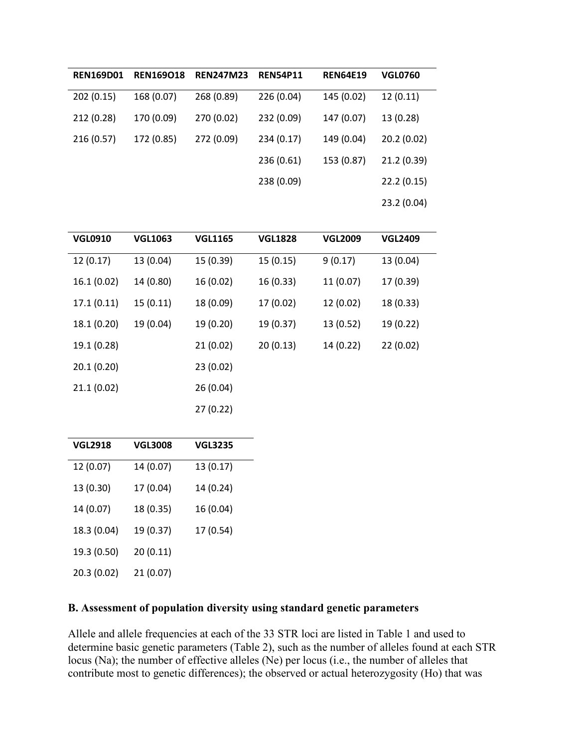| REN169D01 | REN169O18 | REN247M23 | REN54P11 | REN64E19 | VGL0760 |
|---|---|---|---|---|---|
| 202 (0.15) | 168 (0.07) | 268 (0.89) | 226 (0.04) | 145 (0.02) | 12 (0.11) |
| 212 (0.28) | 170 (0.09) | 270 (0.02) | 232 (0.09) | 147 (0.07) | 13 (0.28) |
| 216 (0.57) | 172 (0.85) | 272 (0.09) | 234 (0.17) | 149 (0.04) | 20.2 (0.02) |
| | | | 236 (0.61) | 153 (0.87) | 21.2 (0.39) |
| | | | 238 (0.09) | | 22.2 (0.15) |
| | | | | | 23.2 (0.04) |

| VGL0910 | VGL1063 | VGL1165 | VGL1828 | VGL2009 | VGL2409 |
|---|---|---|---|---|---|
| 12 (0.17) | 13 (0.04) | 15 (0.39) | 15 (0.15) | 9 (0.17) | 13 (0.04) |
| 16.1 (0.02) | 14 (0.80) | 16 (0.02) | 16 (0.33) | 11 (0.07) | 17 (0.39) |
| 17.1 (0.11) | 15 (0.11) | 18 (0.09) | 17 (0.02) | 12 (0.02) | 18 (0.33) |
| 18.1 (0.20) | 19 (0.04) | 19 (0.20) | 19 (0.37) | 13 (0.52) | 19 (0.22) |
| 19.1 (0.28) | | 21 (0.02) | 20 (0.13) | 14 (0.22) | 22 (0.02) |
| 20.1 (0.20) | | 23 (0.02) | | | |
| 21.1 (0.02) | | 26 (0.04) | | | |
| | | 27 (0.22) | | | |

| VGL2918 | VGL3008 | VGL3235 |
|---|---|---|
| 12 (0.07) | 14 (0.07) | 13 (0.17) |
| 13 (0.30) | 17 (0.04) | 14 (0.24) |
| 14 (0.07) | 18 (0.35) | 16 (0.04) |
| 18.3 (0.04) | 19 (0.37) | 17 (0.54) |
| 19.3 (0.50) | 20 (0.11) | |
| 20.3 (0.02) | 21 (0.07) | |

### B. Assessment of population diversity using standard genetic parameters

Allele and allele frequencies at each of the 33 STR loci are listed in Table 1 and used to determine basic genetic parameters (Table 2), such as the number of alleles found at each STR locus (Na); the number of effective alleles (Ne) per locus (i.e., the number of alleles that contribute most to genetic differences); the observed or actual heterozygosity (Ho) that was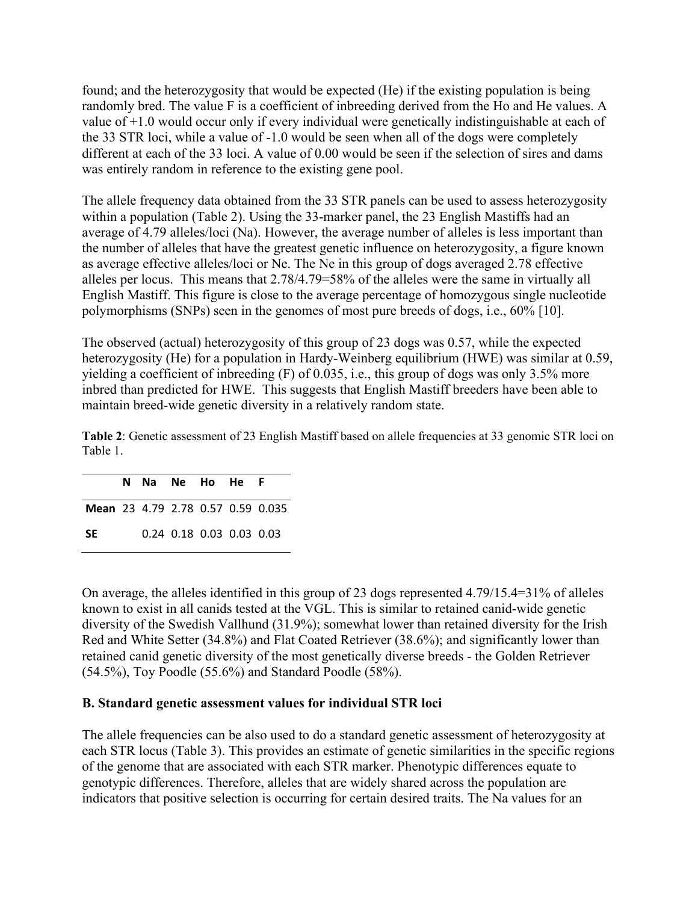found; and the heterozygosity that would be expected (He) if the existing population is being randomly bred. The value F is a coefficient of inbreeding derived from the Ho and He values. A value of +1.0 would occur only if every individual were genetically indistinguishable at each of the 33 STR loci, while a value of -1.0 would be seen when all of the dogs were completely different at each of the 33 loci. A value of 0.00 would be seen if the selection of sires and dams was entirely random in reference to the existing gene pool.

The allele frequency data obtained from the 33 STR panels can be used to assess heterozygosity within a population (Table 2). Using the 33-marker panel, the 23 English Mastiffs had an average of 4.79 alleles/loci (Na). However, the average number of alleles is less important than the number of alleles that have the greatest genetic influence on heterozygosity, a figure known as average effective alleles/loci or Ne. The Ne in this group of dogs averaged 2.78 effective alleles per locus. This means that 2.78/4.79=58% of the alleles were the same in virtually all English Mastiff. This figure is close to the average percentage of homozygous single nucleotide polymorphisms (SNPs) seen in the genomes of most pure breeds of dogs, i.e., 60% [10].

The observed (actual) heterozygosity of this group of 23 dogs was 0.57, while the expected heterozygosity (He) for a population in Hardy-Weinberg equilibrium (HWE) was similar at 0.59, yielding a coefficient of inbreeding (F) of 0.035, i.e., this group of dogs was only 3.5% more inbred than predicted for HWE. This suggests that English Mastiff breeders have been able to maintain breed-wide genetic diversity in a relatively random state.

**Table 2**: Genetic assessment of 23 English Mastiff based on allele frequencies at 33 genomic STR loci on Table 1.

| | N | Na | Ne | Ho | He | F |
|---|---|---|---|---|---|---|
| **Mean** | 23 | 4.79 | 2.78 | 0.57 | 0.59 | 0.035 |
| **SE** | | 0.24 | 0.18 | 0.03 | 0.03 | 0.03 |

On average, the alleles identified in this group of 23 dogs represented 4.79/15.4=31% of alleles known to exist in all canids tested at the VGL. This is similar to retained canid-wide genetic diversity of the Swedish Vallhund (31.9%); somewhat lower than retained diversity for the Irish Red and White Setter (34.8%) and Flat Coated Retriever (38.6%); and significantly lower than retained canid genetic diversity of the most genetically diverse breeds - the Golden Retriever (54.5%), Toy Poodle (55.6%) and Standard Poodle (58%).

### B. Standard genetic assessment values for individual STR loci

The allele frequencies can be also used to do a standard genetic assessment of heterozygosity at each STR locus (Table 3). This provides an estimate of genetic similarities in the specific regions of the genome that are associated with each STR marker. Phenotypic differences equate to genotypic differences. Therefore, alleles that are widely shared across the population are indicators that positive selection is occurring for certain desired traits. The Na values for an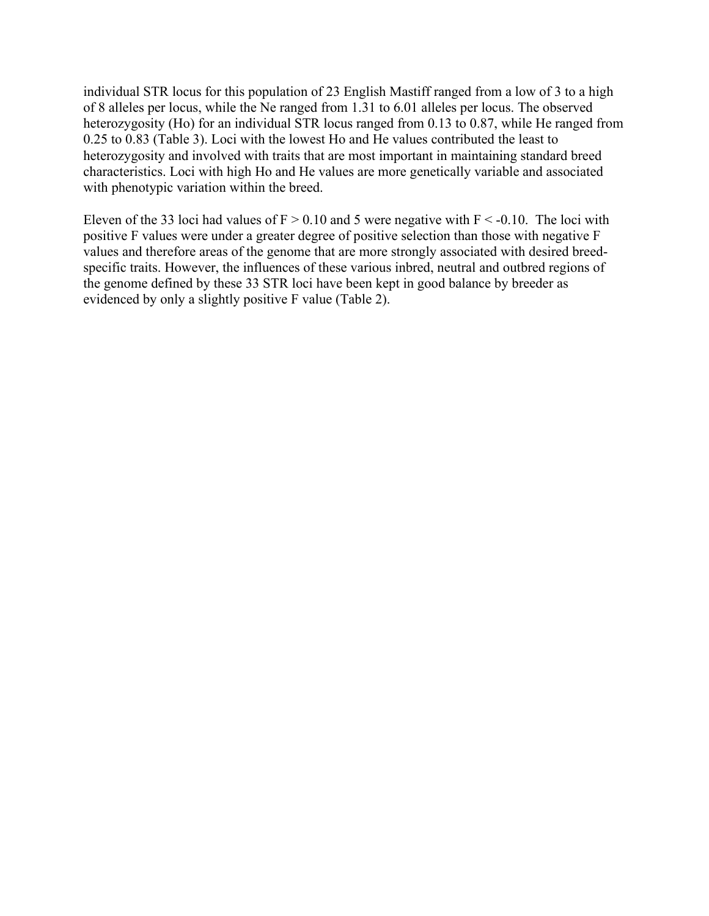individual STR locus for this population of 23 English Mastiff ranged from a low of 3 to a high of 8 alleles per locus, while the Ne ranged from 1.31 to 6.01 alleles per locus. The observed heterozygosity (Ho) for an individual STR locus ranged from 0.13 to 0.87, while He ranged from 0.25 to 0.83 (Table 3). Loci with the lowest Ho and He values contributed the least to heterozygosity and involved with traits that are most important in maintaining standard breed characteristics. Loci with high Ho and He values are more genetically variable and associated with phenotypic variation within the breed.

Eleven of the 33 loci had values of $F > 0.10$ and 5 were negative with $F < -0.10$. The loci with positive F values were under a greater degree of positive selection than those with negative F values and therefore areas of the genome that are more strongly associated with desired breed-specific traits. However, the influences of these various inbred, neutral and outbred regions of the genome defined by these 33 STR loci have been kept in good balance by breeder as evidenced by only a slightly positive F value (Table 2).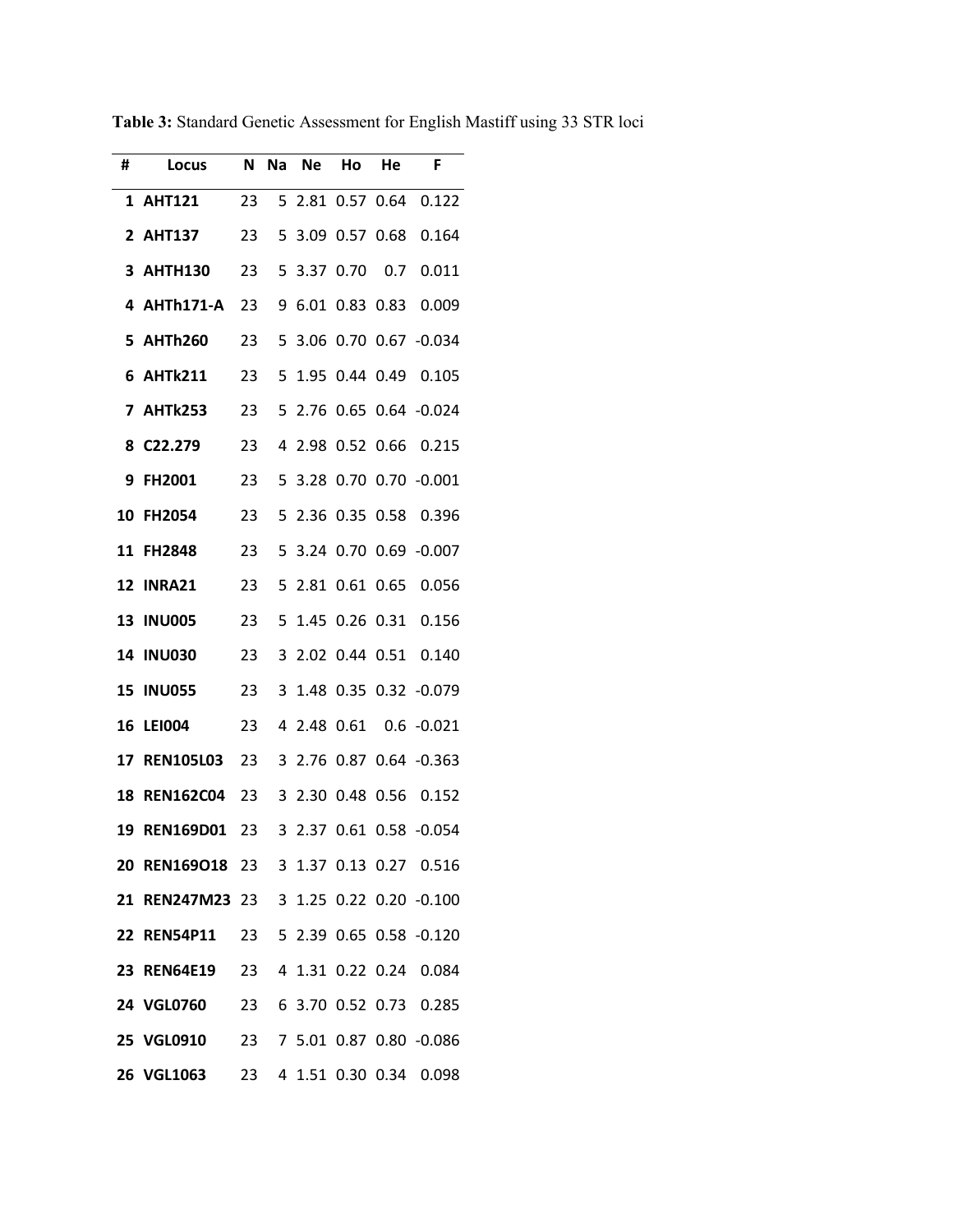**Table 3:** Standard Genetic Assessment for English Mastiff using 33 STR loci

| # | Locus | N | Na | Ne | Ho | He | F |
|---|---|---|---|---|---|---|---|
| 1 | AHT121 | 23 | 5 | 2.81 | 0.57 | 0.64 | 0.122 |
| 2 | AHT137 | 23 | 5 | 3.09 | 0.57 | 0.68 | 0.164 |
| 3 | AHTH130 | 23 | 5 | 3.37 | 0.70 | 0.7 | 0.011 |
| 4 | AHTh171-A | 23 | 9 | 6.01 | 0.83 | 0.83 | 0.009 |
| 5 | AHTh260 | 23 | 5 | 3.06 | 0.70 | 0.67 | -0.034 |
| 6 | AHTk211 | 23 | 5 | 1.95 | 0.44 | 0.49 | 0.105 |
| 7 | AHTk253 | 23 | 5 | 2.76 | 0.65 | 0.64 | -0.024 |
| 8 | C22.279 | 23 | 4 | 2.98 | 0.52 | 0.66 | 0.215 |
| 9 | FH2001 | 23 | 5 | 3.28 | 0.70 | 0.70 | -0.001 |
| 10 | FH2054 | 23 | 5 | 2.36 | 0.35 | 0.58 | 0.396 |
| 11 | FH2848 | 23 | 5 | 3.24 | 0.70 | 0.69 | -0.007 |
| 12 | INRA21 | 23 | 5 | 2.81 | 0.61 | 0.65 | 0.056 |
| 13 | INU005 | 23 | 5 | 1.45 | 0.26 | 0.31 | 0.156 |
| 14 | INU030 | 23 | 3 | 2.02 | 0.44 | 0.51 | 0.140 |
| 15 | INU055 | 23 | 3 | 1.48 | 0.35 | 0.32 | -0.079 |
| 16 | LEI004 | 23 | 4 | 2.48 | 0.61 | 0.6 | -0.021 |
| 17 | REN105L03 | 23 | 3 | 2.76 | 0.87 | 0.64 | -0.363 |
| 18 | REN162C04 | 23 | 3 | 2.30 | 0.48 | 0.56 | 0.152 |
| 19 | REN169D01 | 23 | 3 | 2.37 | 0.61 | 0.58 | -0.054 |
| 20 | REN169O18 | 23 | 3 | 1.37 | 0.13 | 0.27 | 0.516 |
| 21 | REN247M23 | 23 | 3 | 1.25 | 0.22 | 0.20 | -0.100 |
| 22 | REN54P11 | 23 | 5 | 2.39 | 0.65 | 0.58 | -0.120 |
| 23 | REN64E19 | 23 | 4 | 1.31 | 0.22 | 0.24 | 0.084 |
| 24 | VGL0760 | 23 | 6 | 3.70 | 0.52 | 0.73 | 0.285 |
| 25 | VGL0910 | 23 | 7 | 5.01 | 0.87 | 0.80 | -0.086 |
| 26 | VGL1063 | 23 | 4 | 1.51 | 0.30 | 0.34 | 0.098 |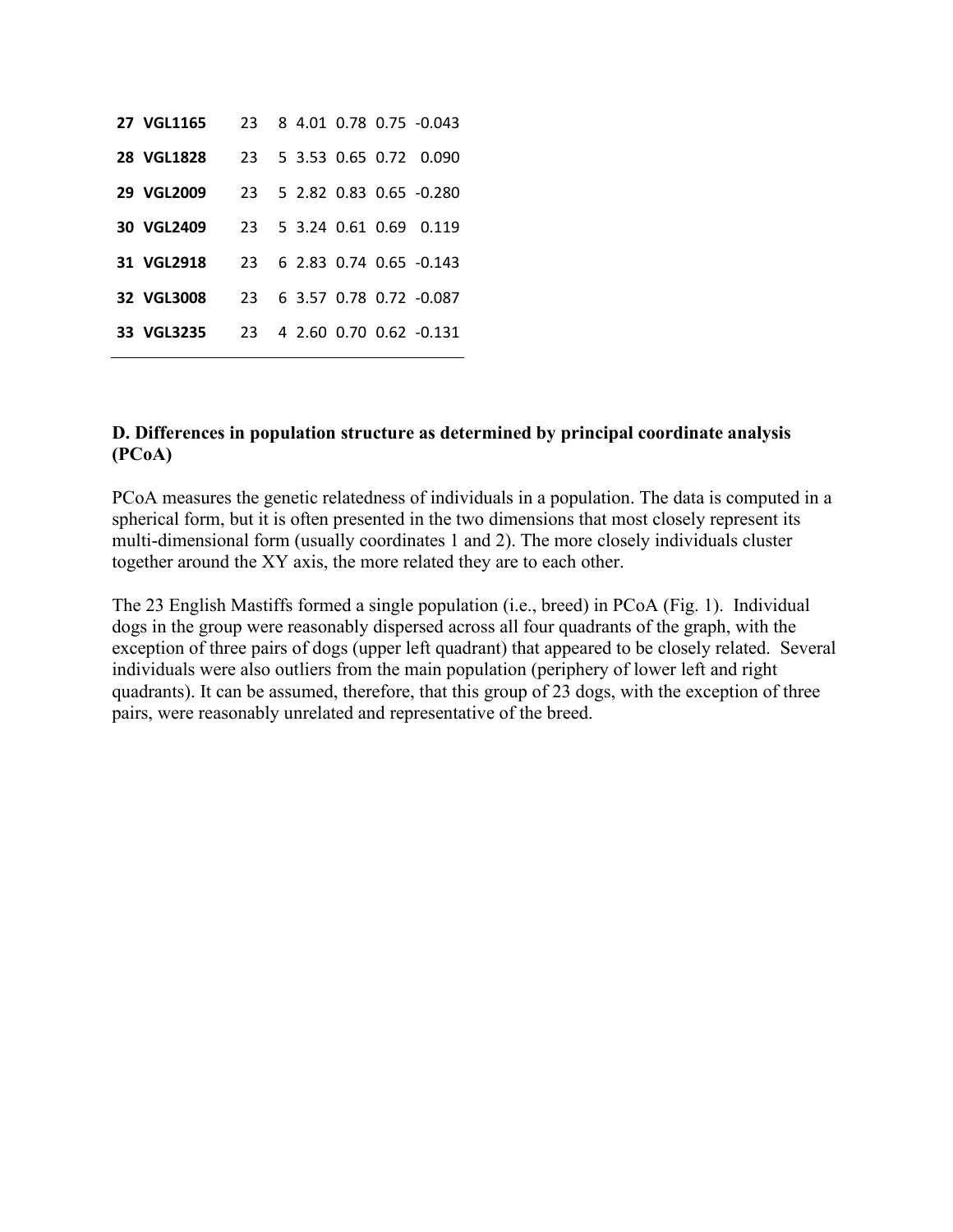| | | | | | | | |
|---|---|---|---|---|---|---|---|
| **27** | **VGL1165** | 23 | 8 | 4.01 | 0.78 | 0.75 | -0.043 |
| **28** | **VGL1828** | 23 | 5 | 3.53 | 0.65 | 0.72 | 0.090 |
| **29** | **VGL2009** | 23 | 5 | 2.82 | 0.83 | 0.65 | -0.280 |
| **30** | **VGL2409** | 23 | 5 | 3.24 | 0.61 | 0.69 | 0.119 |
| **31** | **VGL2918** | 23 | 6 | 2.83 | 0.74 | 0.65 | -0.143 |
| **32** | **VGL3008** | 23 | 6 | 3.57 | 0.78 | 0.72 | -0.087 |
| **33** | **VGL3235** | 23 | 4 | 2.60 | 0.70 | 0.62 | -0.131 |

### D. Differences in population structure as determined by principal coordinate analysis (PCoA)

PCoA measures the genetic relatedness of individuals in a population. The data is computed in a spherical form, but it is often presented in the two dimensions that most closely represent its multi-dimensional form (usually coordinates 1 and 2). The more closely individuals cluster together around the XY axis, the more related they are to each other.

The 23 English Mastiffs formed a single population (i.e., breed) in PCoA (Fig. 1). Individual dogs in the group were reasonably dispersed across all four quadrants of the graph, with the exception of three pairs of dogs (upper left quadrant) that appeared to be closely related. Several individuals were also outliers from the main population (periphery of lower left and right quadrants). It can be assumed, therefore, that this group of 23 dogs, with the exception of three pairs, were reasonably unrelated and representative of the breed.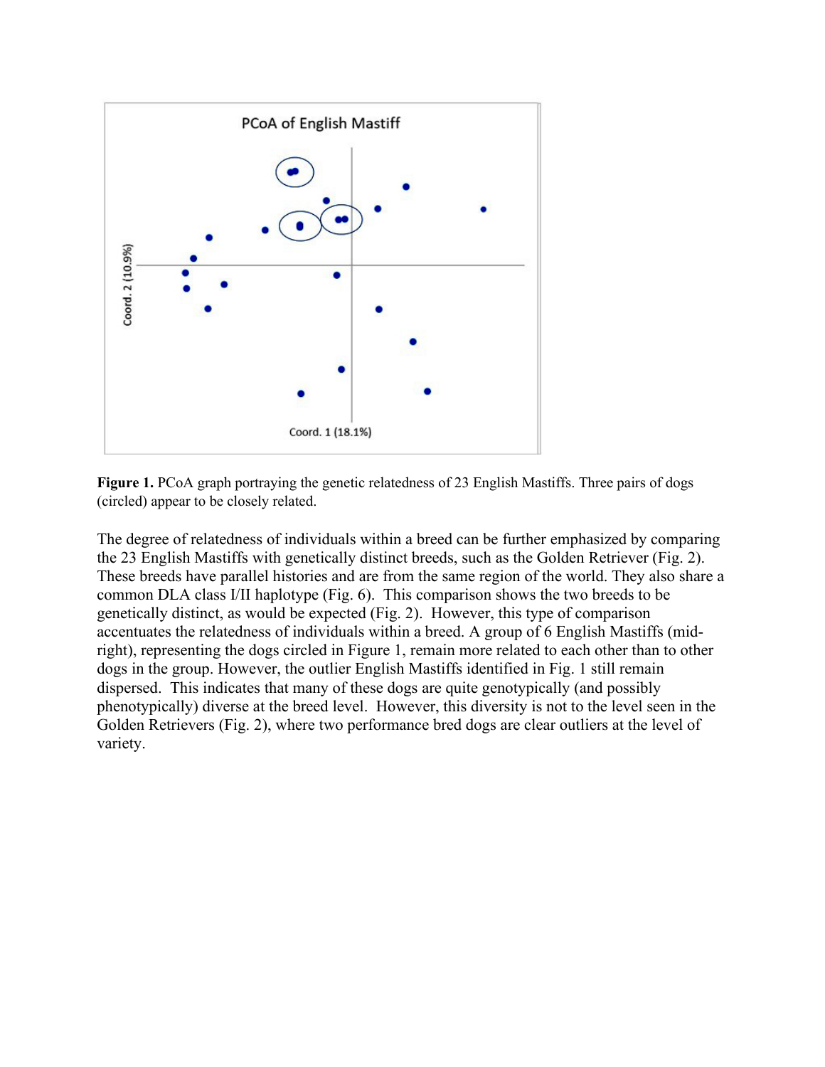**Figure 1.** PCoA graph portraying the genetic relatedness of 23 English Mastiffs. Three pairs of dogs (circled) appear to be closely related.

The degree of relatedness of individuals within a breed can be further emphasized by comparing the 23 English Mastiffs with genetically distinct breeds, such as the Golden Retriever (Fig. 2). These breeds have parallel histories and are from the same region of the world. They also share a common DLA class I/II haplotype (Fig. 6). This comparison shows the two breeds to be genetically distinct, as would be expected (Fig. 2). However, this type of comparison accentuates the relatedness of individuals within a breed. A group of 6 English Mastiffs (mid-right), representing the dogs circled in Figure 1, remain more related to each other than to other dogs in the group. However, the outlier English Mastiffs identified in Fig. 1 still remain dispersed. This indicates that many of these dogs are quite genotypically (and possibly phenotypically) diverse at the breed level. However, this diversity is not to the level seen in the Golden Retrievers (Fig. 2), where two performance bred dogs are clear outliers at the level of variety.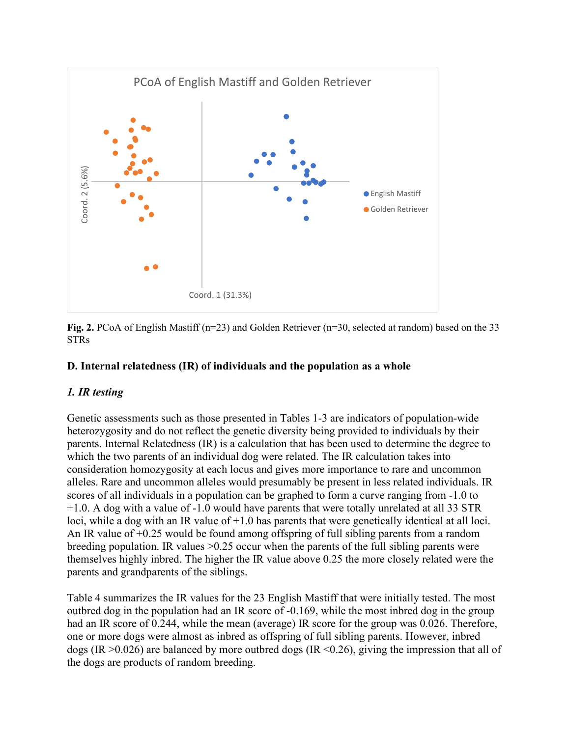**Fig. 2.** PCoA of English Mastiff (n=23) and Golden Retriever (n=30, selected at random) based on the 33 STRs

### D. Internal relatedness (IR) of individuals and the population as a whole

#### *1. IR testing*

Genetic assessments such as those presented in Tables 1-3 are indicators of population-wide heterozygosity and do not reflect the genetic diversity being provided to individuals by their parents. Internal Relatedness (IR) is a calculation that has been used to determine the degree to which the two parents of an individual dog were related. The IR calculation takes into consideration homozygosity at each locus and gives more importance to rare and uncommon alleles. Rare and uncommon alleles would presumably be present in less related individuals. IR scores of all individuals in a population can be graphed to form a curve ranging from -1.0 to +1.0. A dog with a value of -1.0 would have parents that were totally unrelated at all 33 STR loci, while a dog with an IR value of +1.0 has parents that were genetically identical at all loci. An IR value of +0.25 would be found among offspring of full sibling parents from a random breeding population. IR values >0.25 occur when the parents of the full sibling parents were themselves highly inbred. The higher the IR value above 0.25 the more closely related were the parents and grandparents of the siblings.

Table 4 summarizes the IR values for the 23 English Mastiff that were initially tested. The most outbred dog in the population had an IR score of -0.169, while the most inbred dog in the group had an IR score of 0.244, while the mean (average) IR score for the group was 0.026. Therefore, one or more dogs were almost as inbred as offspring of full sibling parents. However, inbred dogs (IR >0.026) are balanced by more outbred dogs (IR <0.26), giving the impression that all of the dogs are products of random breeding.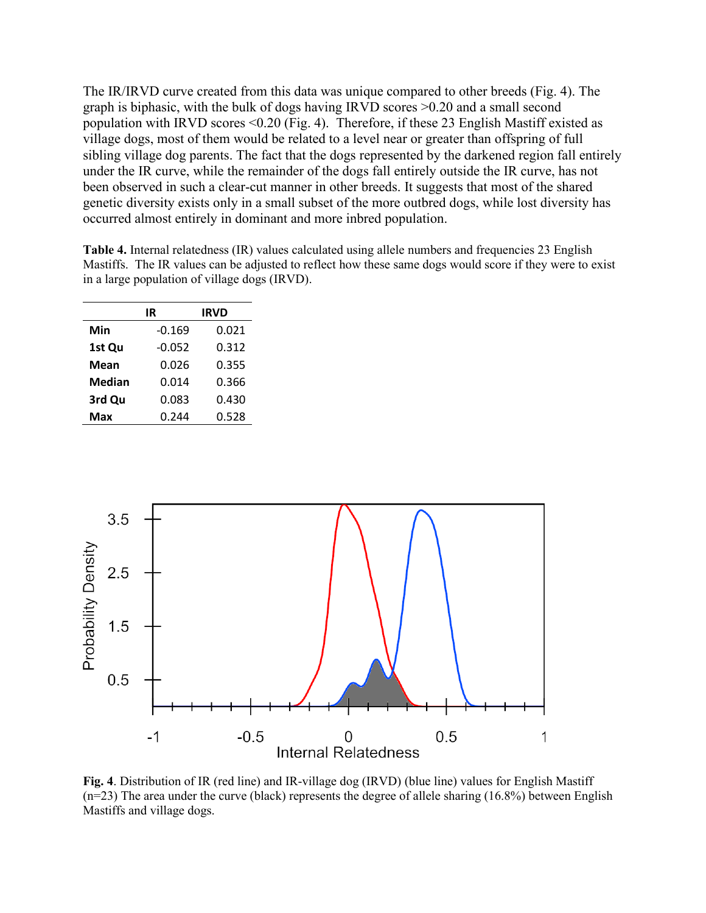The IR/IRVD curve created from this data was unique compared to other breeds (Fig. 4). The graph is biphasic, with the bulk of dogs having IRVD scores >0.20 and a small second population with IRVD scores <0.20 (Fig. 4). Therefore, if these 23 English Mastiff existed as village dogs, most of them would be related to a level near or greater than offspring of full sibling village dog parents. The fact that the dogs represented by the darkened region fall entirely under the IR curve, while the remainder of the dogs fall entirely outside the IR curve, has not been observed in such a clear-cut manner in other breeds. It suggests that most of the shared genetic diversity exists only in a small subset of the more outbred dogs, while lost diversity has occurred almost entirely in dominant and more inbred population.

**Table 4.** Internal relatedness (IR) values calculated using allele numbers and frequencies 23 English Mastiffs. The IR values can be adjusted to reflect how these same dogs would score if they were to exist in a large population of village dogs (IRVD).

| | IR | IRVD |
|---|---|---|
| **Min** | -0.169 | 0.021 |
| **1st Qu** | -0.052 | 0.312 |
| **Mean** | 0.026 | 0.355 |
| **Median** | 0.014 | 0.366 |
| **3rd Qu** | 0.083 | 0.430 |
| **Max** | 0.244 | 0.528 |

**Fig. 4**. Distribution of IR (red line) and IR-village dog (IRVD) (blue line) values for English Mastiff (n=23) The area under the curve (black) represents the degree of allele sharing (16.8%) between English Mastiffs and village dogs.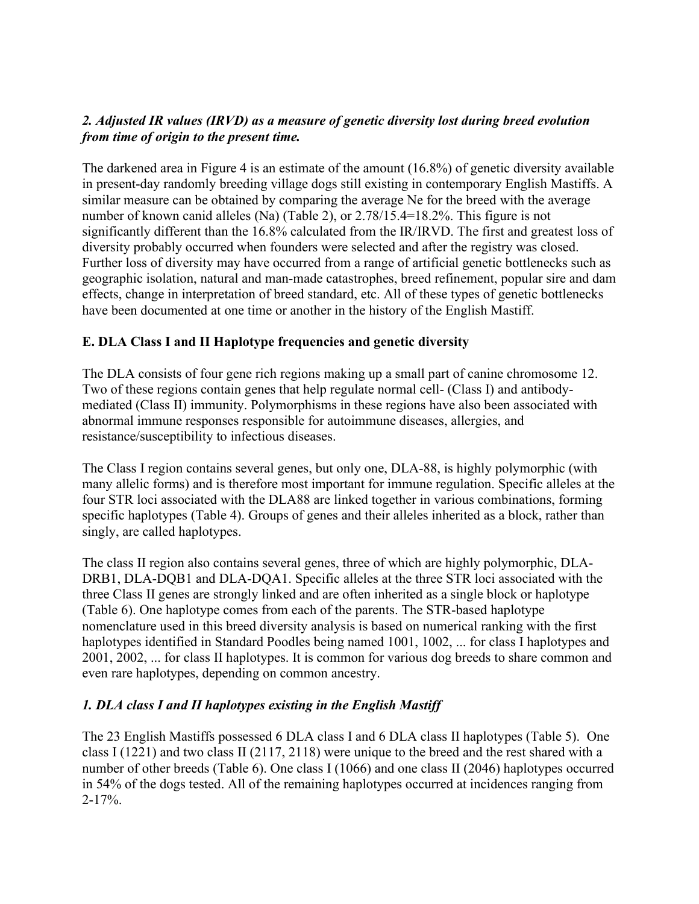*2. Adjusted IR values (IRVD) as a measure of genetic diversity lost during breed evolution from time of origin to the present time.*

The darkened area in Figure 4 is an estimate of the amount (16.8%) of genetic diversity available in present-day randomly breeding village dogs still existing in contemporary English Mastiffs. A similar measure can be obtained by comparing the average Ne for the breed with the average number of known canid alleles (Na) (Table 2), or 2.78/15.4=18.2%. This figure is not significantly different than the 16.8% calculated from the IR/IRVD. The first and greatest loss of diversity probably occurred when founders were selected and after the registry was closed. Further loss of diversity may have occurred from a range of artificial genetic bottlenecks such as geographic isolation, natural and man-made catastrophes, breed refinement, popular sire and dam effects, change in interpretation of breed standard, etc. All of these types of genetic bottlenecks have been documented at one time or another in the history of the English Mastiff.

**E. DLA Class I and II Haplotype frequencies and genetic diversity**

The DLA consists of four gene rich regions making up a small part of canine chromosome 12. Two of these regions contain genes that help regulate normal cell- (Class I) and antibody-mediated (Class II) immunity. Polymorphisms in these regions have also been associated with abnormal immune responses responsible for autoimmune diseases, allergies, and resistance/susceptibility to infectious diseases.

The Class I region contains several genes, but only one, DLA-88, is highly polymorphic (with many allelic forms) and is therefore most important for immune regulation. Specific alleles at the four STR loci associated with the DLA88 are linked together in various combinations, forming specific haplotypes (Table 4). Groups of genes and their alleles inherited as a block, rather than singly, are called haplotypes.

The class II region also contains several genes, three of which are highly polymorphic, DLA-DRB1, DLA-DQB1 and DLA-DQA1. Specific alleles at the three STR loci associated with the three Class II genes are strongly linked and are often inherited as a single block or haplotype (Table 6). One haplotype comes from each of the parents. The STR-based haplotype nomenclature used in this breed diversity analysis is based on numerical ranking with the first haplotypes identified in Standard Poodles being named 1001, 1002, ... for class I haplotypes and 2001, 2002, ... for class II haplotypes. It is common for various dog breeds to share common and even rare haplotypes, depending on common ancestry.

*1. DLA class I and II haplotypes existing in the English Mastiff*

The 23 English Mastiffs possessed 6 DLA class I and 6 DLA class II haplotypes (Table 5). One class I (1221) and two class II (2117, 2118) were unique to the breed and the rest shared with a number of other breeds (Table 6). One class I (1066) and one class II (2046) haplotypes occurred in 54% of the dogs tested. All of the remaining haplotypes occurred at incidences ranging from 2-17%.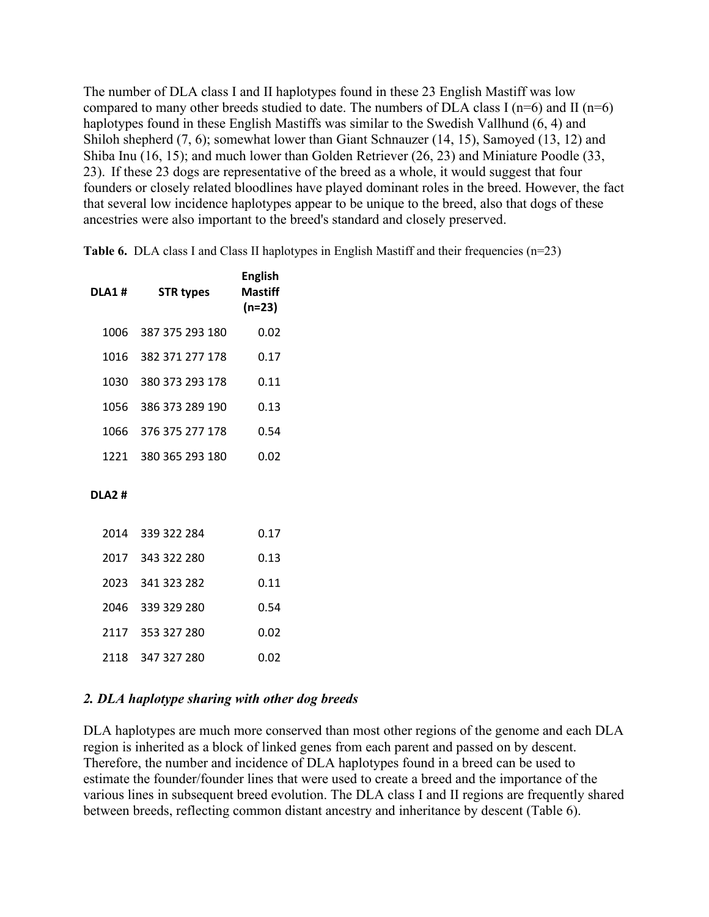The number of DLA class I and II haplotypes found in these 23 English Mastiff was low compared to many other breeds studied to date. The numbers of DLA class I (n=6) and II (n=6) haplotypes found in these English Mastiffs was similar to the Swedish Vallhund (6, 4) and Shiloh shepherd (7, 6); somewhat lower than Giant Schnauzer (14, 15), Samoyed (13, 12) and Shiba Inu (16, 15); and much lower than Golden Retriever (26, 23) and Miniature Poodle (33, 23). If these 23 dogs are representative of the breed as a whole, it would suggest that four founders or closely related bloodlines have played dominant roles in the breed. However, the fact that several low incidence haplotypes appear to be unique to the breed, also that dogs of these ancestries were also important to the breed's standard and closely preserved.

**Table 6.** DLA class I and Class II haplotypes in English Mastiff and their frequencies (n=23)

| DLA1 # | STR types | English Mastiff (n=23) |
|---|---|---|
| 1006 | 387 375 293 180 | 0.02 |
| 1016 | 382 371 277 178 | 0.17 |
| 1030 | 380 373 293 178 | 0.11 |
| 1056 | 386 373 289 190 | 0.13 |
| 1066 | 376 375 277 178 | 0.54 |
| 1221 | 380 365 293 180 | 0.02 |
| **DLA2 #** | | |
| 2014 | 339 322 284 | 0.17 |
| 2017 | 343 322 280 | 0.13 |
| 2023 | 341 323 282 | 0.11 |
| 2046 | 339 329 280 | 0.54 |
| 2117 | 353 327 280 | 0.02 |
| 2118 | 347 327 280 | 0.02 |

### *2. DLA haplotype sharing with other dog breeds*

DLA haplotypes are much more conserved than most other regions of the genome and each DLA region is inherited as a block of linked genes from each parent and passed on by descent. Therefore, the number and incidence of DLA haplotypes found in a breed can be used to estimate the founder/founder lines that were used to create a breed and the importance of the various lines in subsequent breed evolution. The DLA class I and II regions are frequently shared between breeds, reflecting common distant ancestry and inheritance by descent (Table 6).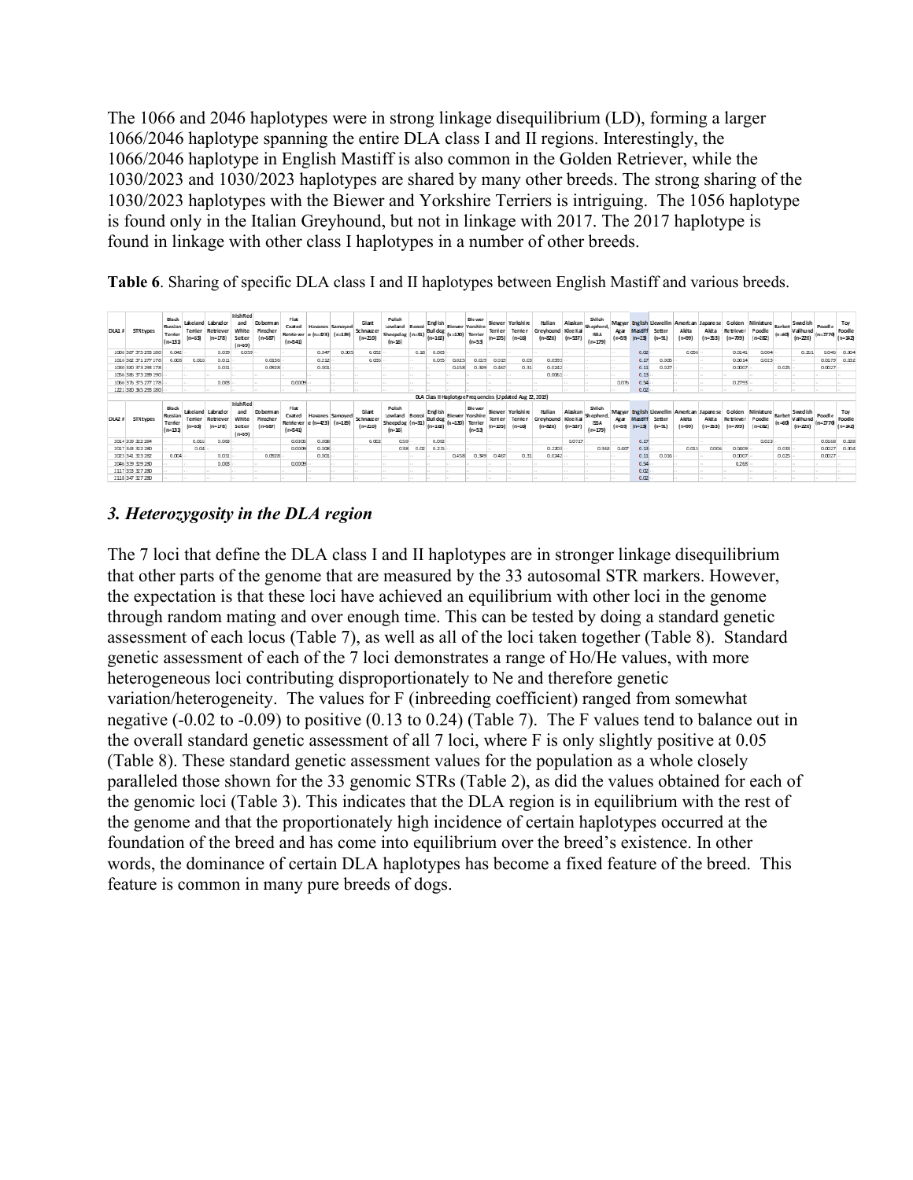The 1066 and 2046 haplotypes were in strong linkage disequilibrium (LD), forming a larger 1066/2046 haplotype spanning the entire DLA class I and II regions. Interestingly, the 1066/2046 haplotype in English Mastiff is also common in the Golden Retriever, while the 1030/2023 and 1030/2023 haplotypes are shared by many other breeds. The strong sharing of the 1030/2023 haplotypes with the Biewer and Yorkshire Terriers is intriguing. The 1056 haplotype is found only in the Italian Greyhound, but not in linkage with 2017. The 2017 haplotype is found in linkage with other class I haplotypes in a number of other breeds.

**Table 6**. Sharing of specific DLA class I and II haplotypes between English Mastiff and various breeds.

| DLA1 # | STR types | Black Russian Terrier (n=131) | Lakeland Terrier (n=63) | Labrador Retriever (n=178) | Irish Red and White Setter (n=39) | Doberman Pinscher (n=687) | Flat Coated Retriever (n=541) | Havanese (n=423) | Samoyed (n=189) | Giant Schnauzer (n=210) | Polish Lowland Sheepdog (n=16) | Borzoi (n=31) | English Bulldog (n=168) | Biewer (n=130) | Biewer Yorkshire Terrier (n=53) | Biewer Terrier (n=105) | Yorkshire Terrier (n=16) | Italian Greyhound (n=826) | Alaskan Klee Kai (n=387) | Shiloh Shepherd, ISSA (n=179) | Magyar Agar (n=59) | English Mastiff (n=23) | Llewellin Setter (n=31) | American Akita (n=89) | Japanese Akita (n=153) | Golden Retriever (n=709) | Miniature Poodle (n=282) | Barbet (n=60) | Swedish Vallhund (n=220) | Poodle (n=7770) | Toy Poodle (n=142) |
|---|---|---|---|---|---|---|---|---|---|---|---|---|---|---|---|---|---|---|---|---|---|---|---|---|---|---|---|---|---|---|---|
| 1006 | 367 375 293 180 | 0.042 | | 0.039 | 0.059 | | | 0.047 | 0.005 | 0.052 | | 0.18 | 0.065 | | | | | | | | | 0.02 | | 0.056 | | 0.0141 | 0.004 | | 0.251 | 0.046 | 0.004 |
| 1010 | 362 371 277 178 | 0.008 | 0.016 | 0.011 | | 0.0136 | | 0.212 | | 0.039 | | | 0.075 | 0.025 | 0.019 | 0.019 | 0.03 | 0.0393 | | | | 0.17 | 0.005 | | | 0.0014 | 0.013 | | | 0.0179 | 0.032 |
| 1030 | 380 373 291 178 | | | 0.031 | | 0.0628 | | 0.001 | | | | | | 0.458 | 0.389 | 0.467 | 0.31 | 0.0242 | | | | 0.11 | 0.027 | | | 0.0007 | | 0.025 | | 0.0027 | |
| 1056 | 385 373 289 190 | | | | | | | | | | | | | | | | | 0.0061 | | | | 0.13 | | | | | | | | | |
| 1066 | 375 375 277 178 | | | 0.008 | | | 0.0009 | | | | | | | | | | | | | | 0.076 | 0.54 | | | | 0.2793 | | | | | |
| 1221 | 380 365 293 180 | | | | | | | | | | | | | | | | | | | | | 0.02 | | | | | | | | | |
| **DLA Class II Haplotype Frequencies (Updated Aug 22, 2019)** | | | | | | | | | | | | | | | | | | | | | | | | | | | | | | | |
| DLA2 # | STR types | Black Russian Terrier (n=131) | Lakeland Terrier (n=63) | Labrador Retriever (n=178) | Irish Red and White Setter (n=39) | Doberman Pinscher (n=687) | Flat Coated Retriever (n=541) | Havanese (n=423) | Samoyed (n=189) | Giant Schnauzer (n=210) | Polish Lowland Sheepdog (n=16) | Borzoi (n=31) | English Bulldog (n=168) | Biewer (n=130) | Biewer Yorkshire Terrier (n=53) | Biewer Terrier (n=105) | Yorkshire Terrier (n=16) | Italian Greyhound (n=826) | Alaskan Klee Kai (n=387) | Shiloh Shepherd, ISSA (n=179) | Magyar Agar (n=59) | English Mastiff (n=23) | Llewellin Setter (n=31) | American Akita (n=89) | Japanese Akita (n=153) | Golden Retriever (n=709) | Miniature Poodle (n=282) | Barbet (n=60) | Swedish Vallhund (n=220) | Poodle (n=7770) | Toy Poodle (n=142) |
| 2014 | 333 322 284 | | 0.016 | 0.063 | | | 0.0005 | 0.008 | | 0.002 | 0.59 | | 0.002 | | | | | | 0.0717 | | | 0.17 | | | | | 0.022 | | | 0.0168 | 0.028 |
| 2017 | 343 322 280 | | 0.04 | | | | 0.0009 | 0.006 | | | 0.28 | 0.02 | 0.215 | | | | | 0.2203 | | 0.362 | 0.407 | 0.13 | | 0.015 | 0.006 | 0.0609 | | 0.033 | | 0.0027 | 0.004 |
| 2023 | 341 313 282 | 0.004 | | 0.031 | | 0.0628 | | 0.001 | | | | | | 0.458 | 0.389 | 0.467 | 0.31 | 0.0242 | | | | 0.11 | 0.016 | | | 0.0007 | | 0.025 | | 0.0027 | |
| 2046 | 339 319 280 | | | 0.008 | | | 0.0009 | | | | | | | | | | | | | | | 0.54 | | | | 0.268 | | | | | |
| 2117 | 353 317 280 | | | | | | | | | | | | | | | | | | | | | 0.02 | | | | | | | | | |
| 2118 | 347 327 280 | | | | | | | | | | | | | | | | | | | | | 0.02 | | | | | | | | | |

### 3. *Heterozygosity in the DLA region*

The 7 loci that define the DLA class I and II haplotypes are in stronger linkage disequilibrium that other parts of the genome that are measured by the 33 autosomal STR markers. However, the expectation is that these loci have achieved an equilibrium with other loci in the genome through random mating and over enough time. This can be tested by doing a standard genetic assessment of each locus (Table 7), as well as all of the loci taken together (Table 8). Standard genetic assessment of each of the 7 loci demonstrates a range of Ho/He values, with more heterogeneous loci contributing disproportionately to Ne and therefore genetic variation/heterogeneity. The values for F (inbreeding coefficient) ranged from somewhat negative (-0.02 to -0.09) to positive (0.13 to 0.24) (Table 7). The F values tend to balance out in the overall standard genetic assessment of all 7 loci, where F is only slightly positive at 0.05 (Table 8). These standard genetic assessment values for the population as a whole closely paralleled those shown for the 33 genomic STRs (Table 2), as did the values obtained for each of the genomic loci (Table 3). This indicates that the DLA region is in equilibrium with the rest of the genome and that the proportionately high incidence of certain haplotypes occurred at the foundation of the breed and has come into equilibrium over the breed's existence. In other words, the dominance of certain DLA haplotypes has become a fixed feature of the breed. This feature is common in many pure breeds of dogs.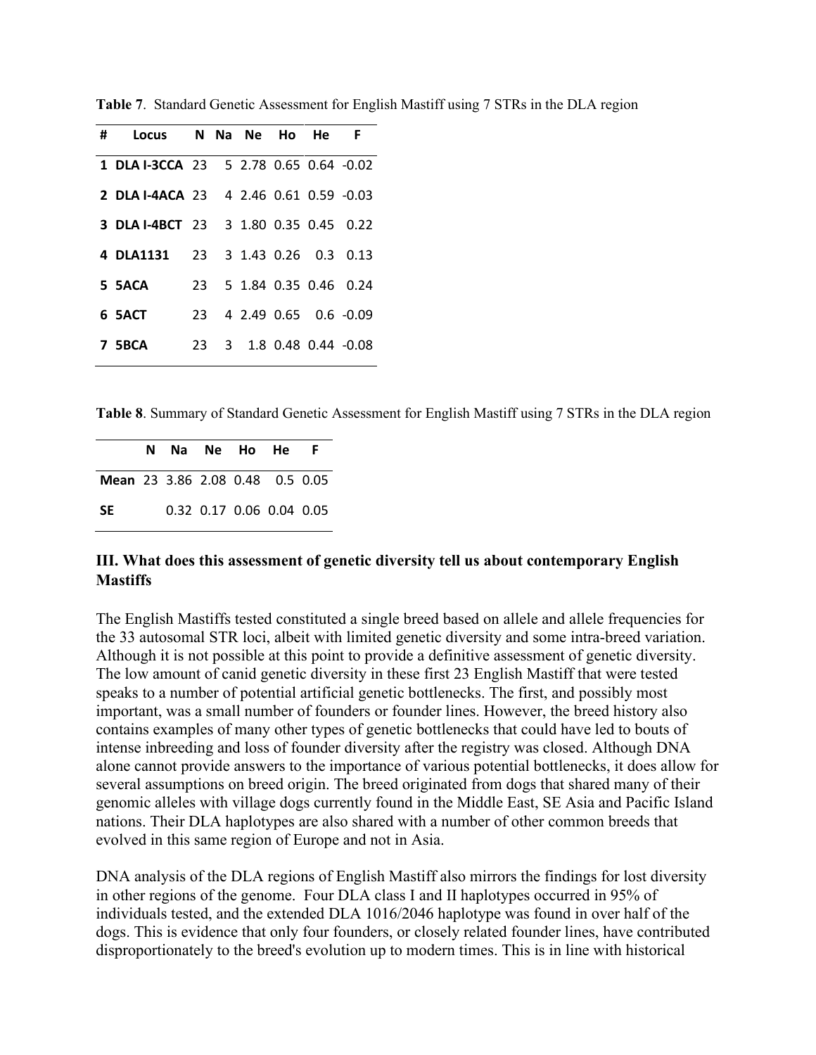**Table 7**. Standard Genetic Assessment for English Mastiff using 7 STRs in the DLA region

| # | Locus | N | Na | Ne | Ho | He | F |
|---|---|---|---|---|---|---|---|
| 1 | DLA I-3CCA | 23 | 5 | 2.78 | 0.65 | 0.64 | -0.02 |
| 2 | DLA I-4ACA | 23 | 4 | 2.46 | 0.61 | 0.59 | -0.03 |
| 3 | DLA I-4BCT | 23 | 3 | 1.80 | 0.35 | 0.45 | 0.22 |
| 4 | DLA1131 | 23 | 3 | 1.43 | 0.26 | 0.3 | 0.13 |
| 5 | 5ACA | 23 | 5 | 1.84 | 0.35 | 0.46 | 0.24 |
| 6 | 5ACT | 23 | 4 | 2.49 | 0.65 | 0.6 | -0.09 |
| 7 | 5BCA | 23 | 3 | 1.8 | 0.48 | 0.44 | -0.08 |

**Table 8**. Summary of Standard Genetic Assessment for English Mastiff using 7 STRs in the DLA region

| | N | Na | Ne | Ho | He | F |
|---|---|---|---|---|---|---|
| **Mean** | 23 | 3.86 | 2.08 | 0.48 | 0.5 | 0.05 |
| **SE** | | 0.32 | 0.17 | 0.06 | 0.04 | 0.05 |

### III. What does this assessment of genetic diversity tell us about contemporary English Mastiffs

The English Mastiffs tested constituted a single breed based on allele and allele frequencies for the 33 autosomal STR loci, albeit with limited genetic diversity and some intra-breed variation. Although it is not possible at this point to provide a definitive assessment of genetic diversity. The low amount of canid genetic diversity in these first 23 English Mastiff that were tested speaks to a number of potential artificial genetic bottlenecks. The first, and possibly most important, was a small number of founders or founder lines. However, the breed history also contains examples of many other types of genetic bottlenecks that could have led to bouts of intense inbreeding and loss of founder diversity after the registry was closed. Although DNA alone cannot provide answers to the importance of various potential bottlenecks, it does allow for several assumptions on breed origin. The breed originated from dogs that shared many of their genomic alleles with village dogs currently found in the Middle East, SE Asia and Pacific Island nations. Their DLA haplotypes are also shared with a number of other common breeds that evolved in this same region of Europe and not in Asia.

DNA analysis of the DLA regions of English Mastiff also mirrors the findings for lost diversity in other regions of the genome. Four DLA class I and II haplotypes occurred in 95% of individuals tested, and the extended DLA 1016/2046 haplotype was found in over half of the dogs. This is evidence that only four founders, or closely related founder lines, have contributed disproportionately to the breed's evolution up to modern times. This is in line with historical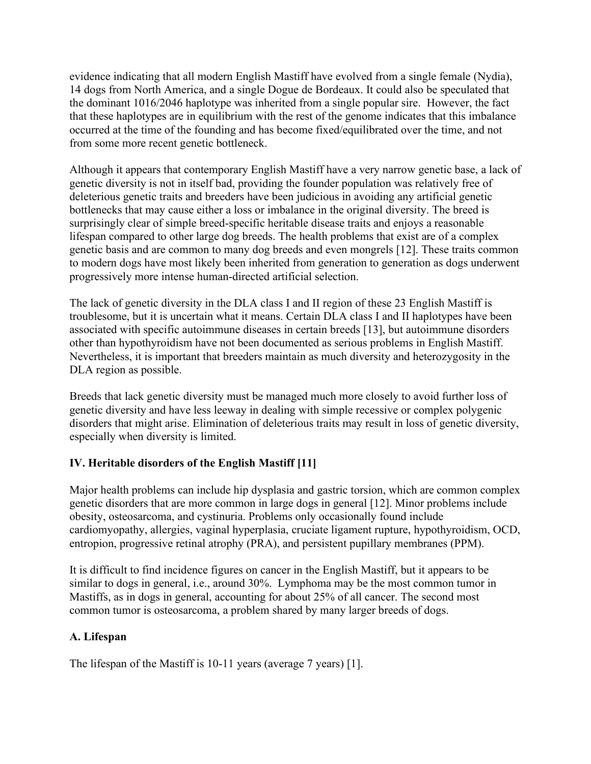evidence indicating that all modern English Mastiff have evolved from a single female (Nydia), 14 dogs from North America, and a single Dogue de Bordeaux. It could also be speculated that the dominant 1016/2046 haplotype was inherited from a single popular sire. However, the fact that these haplotypes are in equilibrium with the rest of the genome indicates that this imbalance occurred at the time of the founding and has become fixed/equilibrated over the time, and not from some more recent genetic bottleneck.

Although it appears that contemporary English Mastiff have a very narrow genetic base, a lack of genetic diversity is not in itself bad, providing the founder population was relatively free of deleterious genetic traits and breeders have been judicious in avoiding any artificial genetic bottlenecks that may cause either a loss or imbalance in the original diversity. The breed is surprisingly clear of simple breed-specific heritable disease traits and enjoys a reasonable lifespan compared to other large dog breeds. The health problems that exist are of a complex genetic basis and are common to many dog breeds and even mongrels [12]. These traits common to modern dogs have most likely been inherited from generation to generation as dogs underwent progressively more intense human-directed artificial selection.

The lack of genetic diversity in the DLA class I and II region of these 23 English Mastiff is troublesome, but it is uncertain what it means. Certain DLA class I and II haplotypes have been associated with specific autoimmune diseases in certain breeds [13], but autoimmune disorders other than hypothyroidism have not been documented as serious problems in English Mastiff. Nevertheless, it is important that breeders maintain as much diversity and heterozygosity in the DLA region as possible.

Breeds that lack genetic diversity must be managed much more closely to avoid further loss of genetic diversity and have less leeway in dealing with simple recessive or complex polygenic disorders that might arise. Elimination of deleterious traits may result in loss of genetic diversity, especially when diversity is limited.

## IV. Heritable disorders of the English Mastiff [11]

Major health problems can include hip dysplasia and gastric torsion, which are common complex genetic disorders that are more common in large dogs in general [12]. Minor problems include obesity, osteosarcoma, and cystinuria. Problems only occasionally found include cardiomyopathy, allergies, vaginal hyperplasia, cruciate ligament rupture, hypothyroidism, OCD, entropion, progressive retinal atrophy (PRA), and persistent pupillary membranes (PPM).

It is difficult to find incidence figures on cancer in the English Mastiff, but it appears to be similar to dogs in general, i.e., around 30%. Lymphoma may be the most common tumor in Mastiffs, as in dogs in general, accounting for about 25% of all cancer. The second most common tumor is osteosarcoma, a problem shared by many larger breeds of dogs.

### A. Lifespan

The lifespan of the Mastiff is 10-11 years (average 7 years) [1].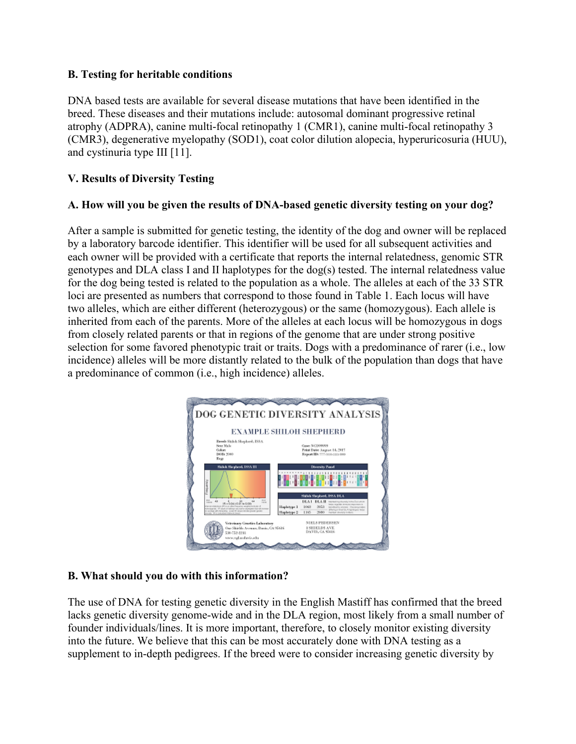### B. Testing for heritable conditions

DNA based tests are available for several disease mutations that have been identified in the breed. These diseases and their mutations include: autosomal dominant progressive retinal atrophy (ADPRA), canine multi-focal retinopathy 1 (CMR1), canine multi-focal retinopathy 3 (CMR3), degenerative myelopathy (SOD1), coat color dilution alopecia, hyperuricosuria (HUU), and cystinuria type III [11].

## V. Results of Diversity Testing

### A. How will you be given the results of DNA-based genetic diversity testing on your dog?

After a sample is submitted for genetic testing, the identity of the dog and owner will be replaced by a laboratory barcode identifier. This identifier will be used for all subsequent activities and each owner will be provided with a certificate that reports the internal relatedness, genomic STR genotypes and DLA class I and II haplotypes for the dog(s) tested. The internal relatedness value for the dog being tested is related to the population as a whole. The alleles at each of the 33 STR loci are presented as numbers that correspond to those found in Table 1. Each locus will have two alleles, which are either different (heterozygous) or the same (homozygous). Each allele is inherited from each of the parents. More of the alleles at each locus will be homozygous in dogs from closely related parents or that in regions of the genome that are under strong positive selection for some favored phenotypic trait or traits. Dogs with a predominance of rarer (i.e., low incidence) alleles will be more distantly related to the bulk of the population than dogs that have a predominance of common (i.e., high incidence) alleles.

### B. What should you do with this information?

The use of DNA for testing genetic diversity in the English Mastiff has confirmed that the breed lacks genetic diversity genome-wide and in the DLA region, most likely from a small number of founder individuals/lines. It is more important, therefore, to closely monitor existing diversity into the future. We believe that this can be most accurately done with DNA testing as a supplement to in-depth pedigrees. If the breed were to consider increasing genetic diversity by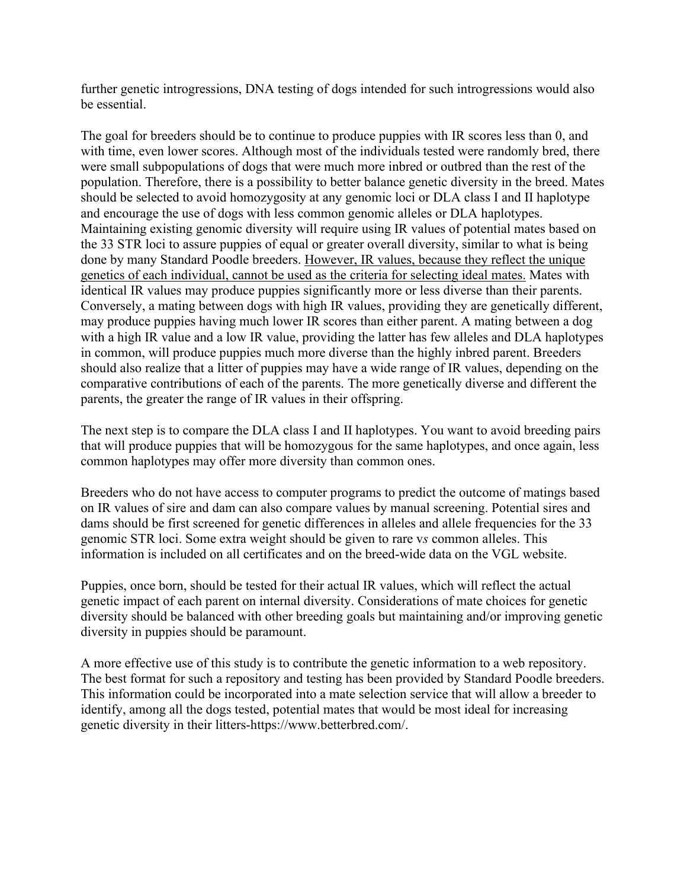further genetic introgressions, DNA testing of dogs intended for such introgressions would also be essential.

The goal for breeders should be to continue to produce puppies with IR scores less than 0, and with time, even lower scores. Although most of the individuals tested were randomly bred, there were small subpopulations of dogs that were much more inbred or outbred than the rest of the population. Therefore, there is a possibility to better balance genetic diversity in the breed. Mates should be selected to avoid homozygosity at any genomic loci or DLA class I and II haplotype and encourage the use of dogs with less common genomic alleles or DLA haplotypes. Maintaining existing genomic diversity will require using IR values of potential mates based on the 33 STR loci to assure puppies of equal or greater overall diversity, similar to what is being done by many Standard Poodle breeders. <u>However, IR values, because they reflect the unique genetics of each individual, cannot be used as the criteria for selecting ideal mates.</u> Mates with identical IR values may produce puppies significantly more or less diverse than their parents. Conversely, a mating between dogs with high IR values, providing they are genetically different, may produce puppies having much lower IR scores than either parent. A mating between a dog with a high IR value and a low IR value, providing the latter has few alleles and DLA haplotypes in common, will produce puppies much more diverse than the highly inbred parent. Breeders should also realize that a litter of puppies may have a wide range of IR values, depending on the comparative contributions of each of the parents. The more genetically diverse and different the parents, the greater the range of IR values in their offspring.

The next step is to compare the DLA class I and II haplotypes. You want to avoid breeding pairs that will produce puppies that will be homozygous for the same haplotypes, and once again, less common haplotypes may offer more diversity than common ones.

Breeders who do not have access to computer programs to predict the outcome of matings based on IR values of sire and dam can also compare values by manual screening. Potential sires and dams should be first screened for genetic differences in alleles and allele frequencies for the 33 genomic STR loci. Some extra weight should be given to rare v*s* common alleles. This information is included on all certificates and on the breed-wide data on the VGL website.

Puppies, once born, should be tested for their actual IR values, which will reflect the actual genetic impact of each parent on internal diversity. Considerations of mate choices for genetic diversity should be balanced with other breeding goals but maintaining and/or improving genetic diversity in puppies should be paramount.

A more effective use of this study is to contribute the genetic information to a web repository. The best format for such a repository and testing has been provided by Standard Poodle breeders. This information could be incorporated into a mate selection service that will allow a breeder to identify, among all the dogs tested, potential mates that would be most ideal for increasing genetic diversity in their litters-https://www.betterbred.com/.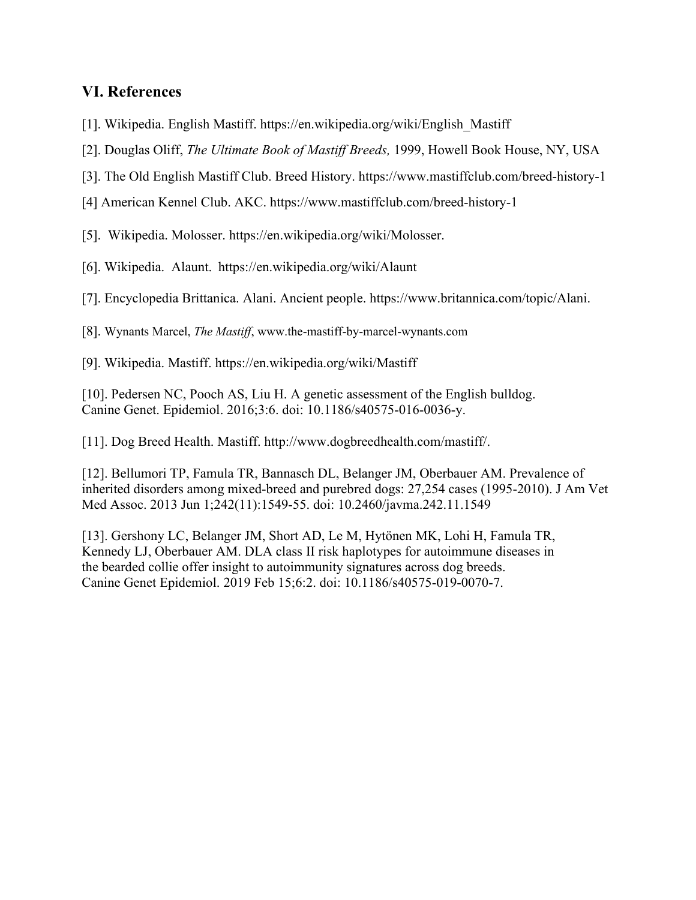## VI. References

[1]. Wikipedia. English Mastiff. https://en.wikipedia.org/wiki/English_Mastiff

[2]. Douglas Oliff, *The Ultimate Book of Mastiff Breeds,* 1999, Howell Book House, NY, USA

[3]. The Old English Mastiff Club. Breed History. https://www.mastiffclub.com/breed-history-1

[4] American Kennel Club. AKC. https://www.mastiffclub.com/breed-history-1

[5]. Wikipedia. Molosser. https://en.wikipedia.org/wiki/Molosser.

[6]. Wikipedia. Alaunt. https://en.wikipedia.org/wiki/Alaunt

[7]. Encyclopedia Brittanica. Alani. Ancient people. https://www.britannica.com/topic/Alani.

[8]. Wynants Marcel, *The Mastiff*, www.the-mastiff-by-marcel-wynants.com

[9]. Wikipedia. Mastiff. https://en.wikipedia.org/wiki/Mastiff

[10]. Pedersen NC, Pooch AS, Liu H. A genetic assessment of the English bulldog. Canine Genet. Epidemiol. 2016;3:6. doi: 10.1186/s40575-016-0036-y.

[11]. Dog Breed Health. Mastiff. http://www.dogbreedhealth.com/mastiff/.

[12]. Bellumori TP, Famula TR, Bannasch DL, Belanger JM, Oberbauer AM. Prevalence of inherited disorders among mixed-breed and purebred dogs: 27,254 cases (1995-2010). J Am Vet Med Assoc. 2013 Jun 1;242(11):1549-55. doi: 10.2460/javma.242.11.1549

[13]. Gershony LC, Belanger JM, Short AD, Le M, Hytönen MK, Lohi H, Famula TR, Kennedy LJ, Oberbauer AM. DLA class II risk haplotypes for autoimmune diseases in the bearded collie offer insight to autoimmunity signatures across dog breeds. Canine Genet Epidemiol. 2019 Feb 15;6:2. doi: 10.1186/s40575-019-0070-7.